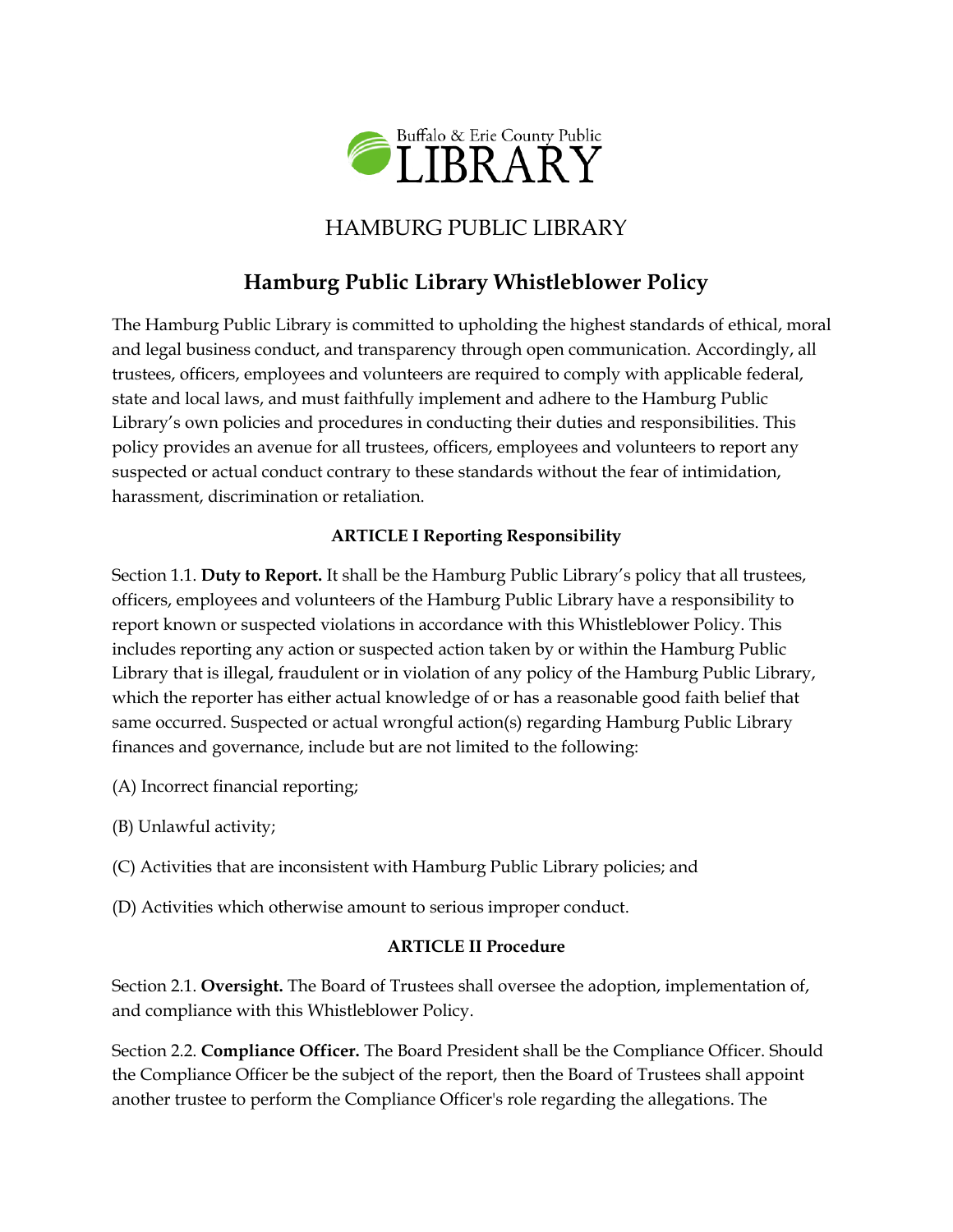Buffalo & Erie County Public LIBRARY

HAMBURG PUBLIC LIBRARY

# Hamburg Public Library Whistleblower Policy

The Hamburg Public Library is committed to upholding the highest standards of ethical, moral and legal business conduct, and transparency through open communication. Accordingly, all trustees, officers, employees and volunteers are required to comply with applicable federal, state and local laws, and must faithfully implement and adhere to the Hamburg Public Library's own policies and procedures in conducting their duties and responsibilities. This policy provides an avenue for all trustees, officers, employees and volunteers to report any suspected or actual conduct contrary to these standards without the fear of intimidation, harassment, discrimination or retaliation.

## ARTICLE I Reporting Responsibility

Section 1.1. **Duty to Report.** It shall be the Hamburg Public Library's policy that all trustees, officers, employees and volunteers of the Hamburg Public Library have a responsibility to report known or suspected violations in accordance with this Whistleblower Policy. This includes reporting any action or suspected action taken by or within the Hamburg Public Library that is illegal, fraudulent or in violation of any policy of the Hamburg Public Library, which the reporter has either actual knowledge of or has a reasonable good faith belief that same occurred. Suspected or actual wrongful action(s) regarding Hamburg Public Library finances and governance, include but are not limited to the following:

(A) Incorrect financial reporting;

(B) Unlawful activity;

(C) Activities that are inconsistent with Hamburg Public Library policies; and

(D) Activities which otherwise amount to serious improper conduct.

## ARTICLE II Procedure

Section 2.1. **Oversight.** The Board of Trustees shall oversee the adoption, implementation of, and compliance with this Whistleblower Policy.

Section 2.2. **Compliance Officer.** The Board President shall be the Compliance Officer. Should the Compliance Officer be the subject of the report, then the Board of Trustees shall appoint another trustee to perform the Compliance Officer's role regarding the allegations. The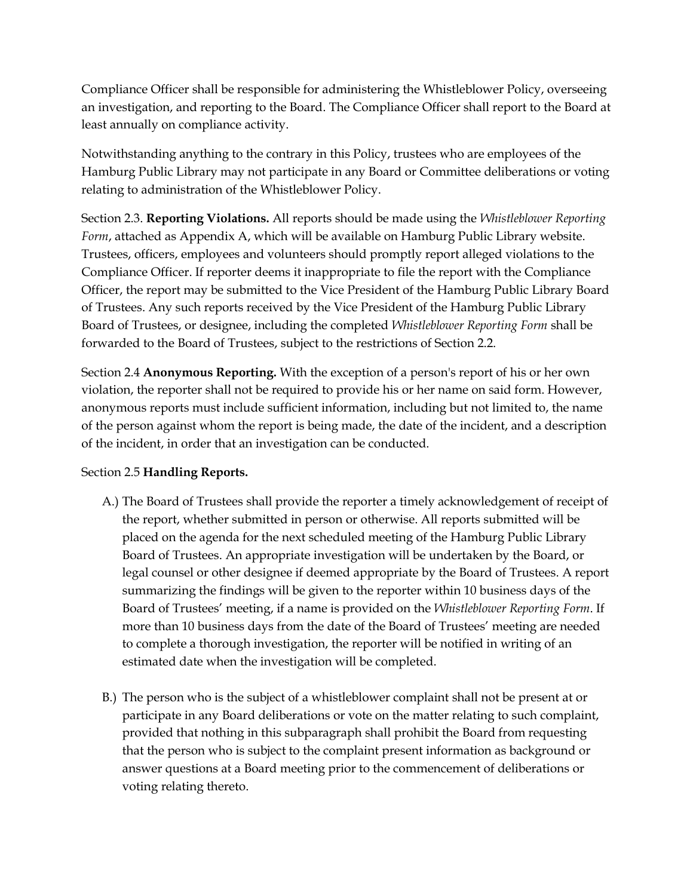Compliance Officer shall be responsible for administering the Whistleblower Policy, overseeing an investigation, and reporting to the Board. The Compliance Officer shall report to the Board at least annually on compliance activity.

Notwithstanding anything to the contrary in this Policy, trustees who are employees of the Hamburg Public Library may not participate in any Board or Committee deliberations or voting relating to administration of the Whistleblower Policy.

Section 2.3. **Reporting Violations.** All reports should be made using the *Whistleblower Reporting Form*, attached as Appendix A, which will be available on Hamburg Public Library website. Trustees, officers, employees and volunteers should promptly report alleged violations to the Compliance Officer. If reporter deems it inappropriate to file the report with the Compliance Officer, the report may be submitted to the Vice President of the Hamburg Public Library Board of Trustees. Any such reports received by the Vice President of the Hamburg Public Library Board of Trustees, or designee, including the completed *Whistleblower Reporting Form* shall be forwarded to the Board of Trustees, subject to the restrictions of Section 2.2.

Section 2.4 **Anonymous Reporting.** With the exception of a person's report of his or her own violation, the reporter shall not be required to provide his or her name on said form. However, anonymous reports must include sufficient information, including but not limited to, the name of the person against whom the report is being made, the date of the incident, and a description of the incident, in order that an investigation can be conducted.

Section 2.5 **Handling Reports.**

A.) The Board of Trustees shall provide the reporter a timely acknowledgement of receipt of the report, whether submitted in person or otherwise. All reports submitted will be placed on the agenda for the next scheduled meeting of the Hamburg Public Library Board of Trustees. An appropriate investigation will be undertaken by the Board, or legal counsel or other designee if deemed appropriate by the Board of Trustees. A report summarizing the findings will be given to the reporter within 10 business days of the Board of Trustees' meeting, if a name is provided on the *Whistleblower Reporting Form*. If more than 10 business days from the date of the Board of Trustees' meeting are needed to complete a thorough investigation, the reporter will be notified in writing of an estimated date when the investigation will be completed.

B.) The person who is the subject of a whistleblower complaint shall not be present at or participate in any Board deliberations or vote on the matter relating to such complaint, provided that nothing in this subparagraph shall prohibit the Board from requesting that the person who is subject to the complaint present information as background or answer questions at a Board meeting prior to the commencement of deliberations or voting relating thereto.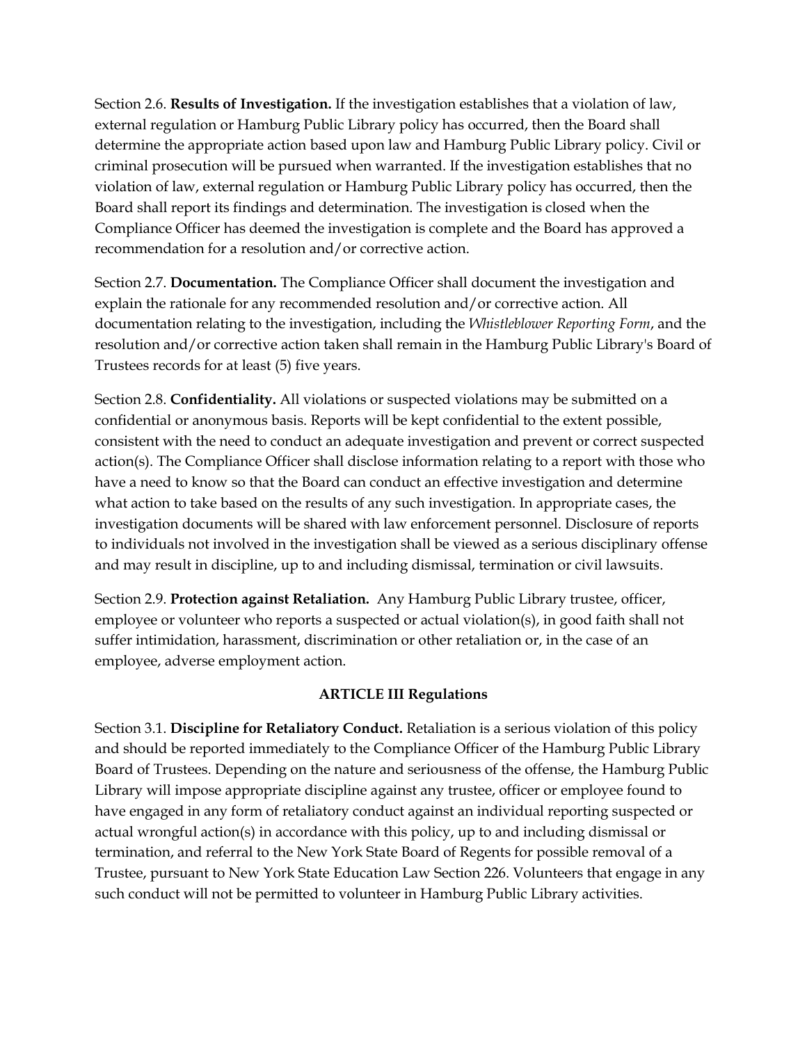Section 2.6. **Results of Investigation.** If the investigation establishes that a violation of law, external regulation or Hamburg Public Library policy has occurred, then the Board shall determine the appropriate action based upon law and Hamburg Public Library policy. Civil or criminal prosecution will be pursued when warranted. If the investigation establishes that no violation of law, external regulation or Hamburg Public Library policy has occurred, then the Board shall report its findings and determination. The investigation is closed when the Compliance Officer has deemed the investigation is complete and the Board has approved a recommendation for a resolution and/or corrective action.

Section 2.7. **Documentation.** The Compliance Officer shall document the investigation and explain the rationale for any recommended resolution and/or corrective action. All documentation relating to the investigation, including the *Whistleblower Reporting Form*, and the resolution and/or corrective action taken shall remain in the Hamburg Public Library's Board of Trustees records for at least (5) five years.

Section 2.8. **Confidentiality.** All violations or suspected violations may be submitted on a confidential or anonymous basis. Reports will be kept confidential to the extent possible, consistent with the need to conduct an adequate investigation and prevent or correct suspected action(s). The Compliance Officer shall disclose information relating to a report with those who have a need to know so that the Board can conduct an effective investigation and determine what action to take based on the results of any such investigation. In appropriate cases, the investigation documents will be shared with law enforcement personnel. Disclosure of reports to individuals not involved in the investigation shall be viewed as a serious disciplinary offense and may result in discipline, up to and including dismissal, termination or civil lawsuits.

Section 2.9. **Protection against Retaliation.** Any Hamburg Public Library trustee, officer, employee or volunteer who reports a suspected or actual violation(s), in good faith shall not suffer intimidation, harassment, discrimination or other retaliation or, in the case of an employee, adverse employment action.

## ARTICLE III Regulations

Section 3.1. **Discipline for Retaliatory Conduct.** Retaliation is a serious violation of this policy and should be reported immediately to the Compliance Officer of the Hamburg Public Library Board of Trustees. Depending on the nature and seriousness of the offense, the Hamburg Public Library will impose appropriate discipline against any trustee, officer or employee found to have engaged in any form of retaliatory conduct against an individual reporting suspected or actual wrongful action(s) in accordance with this policy, up to and including dismissal or termination, and referral to the New York State Board of Regents for possible removal of a Trustee, pursuant to New York State Education Law Section 226. Volunteers that engage in any such conduct will not be permitted to volunteer in Hamburg Public Library activities.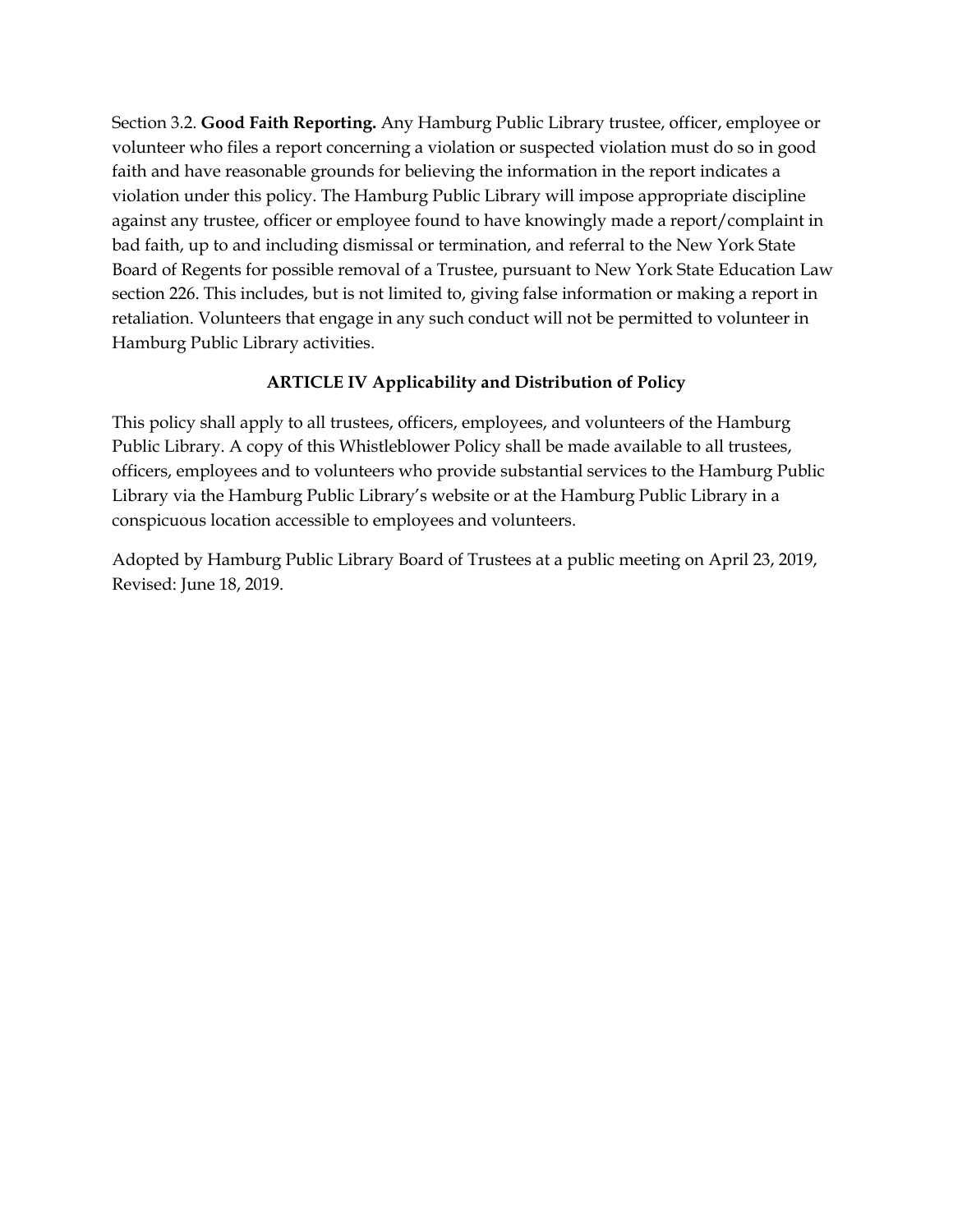Section 3.2. **Good Faith Reporting.** Any Hamburg Public Library trustee, officer, employee or volunteer who files a report concerning a violation or suspected violation must do so in good faith and have reasonable grounds for believing the information in the report indicates a violation under this policy. The Hamburg Public Library will impose appropriate discipline against any trustee, officer or employee found to have knowingly made a report/complaint in bad faith, up to and including dismissal or termination, and referral to the New York State Board of Regents for possible removal of a Trustee, pursuant to New York State Education Law section 226. This includes, but is not limited to, giving false information or making a report in retaliation. Volunteers that engage in any such conduct will not be permitted to volunteer in Hamburg Public Library activities.

## ARTICLE IV Applicability and Distribution of Policy

This policy shall apply to all trustees, officers, employees, and volunteers of the Hamburg Public Library. A copy of this Whistleblower Policy shall be made available to all trustees, officers, employees and to volunteers who provide substantial services to the Hamburg Public Library via the Hamburg Public Library's website or at the Hamburg Public Library in a conspicuous location accessible to employees and volunteers.

Adopted by Hamburg Public Library Board of Trustees at a public meeting on April 23, 2019, Revised: June 18, 2019.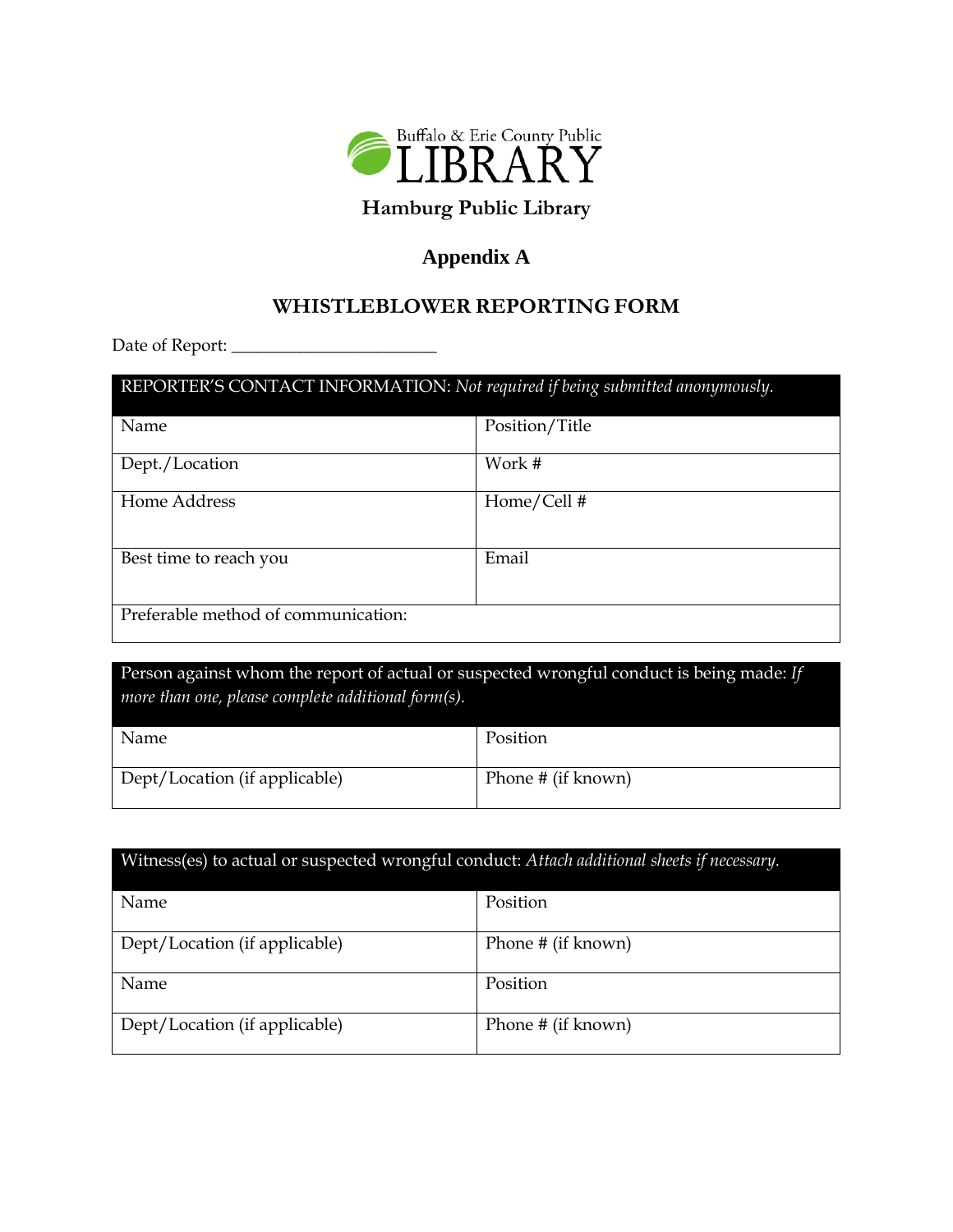Buffalo & Erie County Public

# LIBRARY

**Hamburg Public Library**

## Appendix A

## WHISTLEBLOWER REPORTING FORM

Date of Report: ________________________

| REPORTER'S CONTACT INFORMATION: *Not required if being submitted anonymously.* | |
|---|---|
| Name | Position/Title |
| Dept./Location | Work # |
| Home Address | Home/Cell # |
| Best time to reach you | Email |
| Preferable method of communication: | |

| Person against whom the report of actual or suspected wrongful conduct is being made: *If more than one, please complete additional form(s).* | |
|---|---|
| Name | Position |
| Dept/Location (if applicable) | Phone # (if known) |

| Witness(es) to actual or suspected wrongful conduct: *Attach additional sheets if necessary.* | |
|---|---|
| Name | Position |
| Dept/Location (if applicable) | Phone # (if known) |
| Name | Position |
| Dept/Location (if applicable) | Phone # (if known) |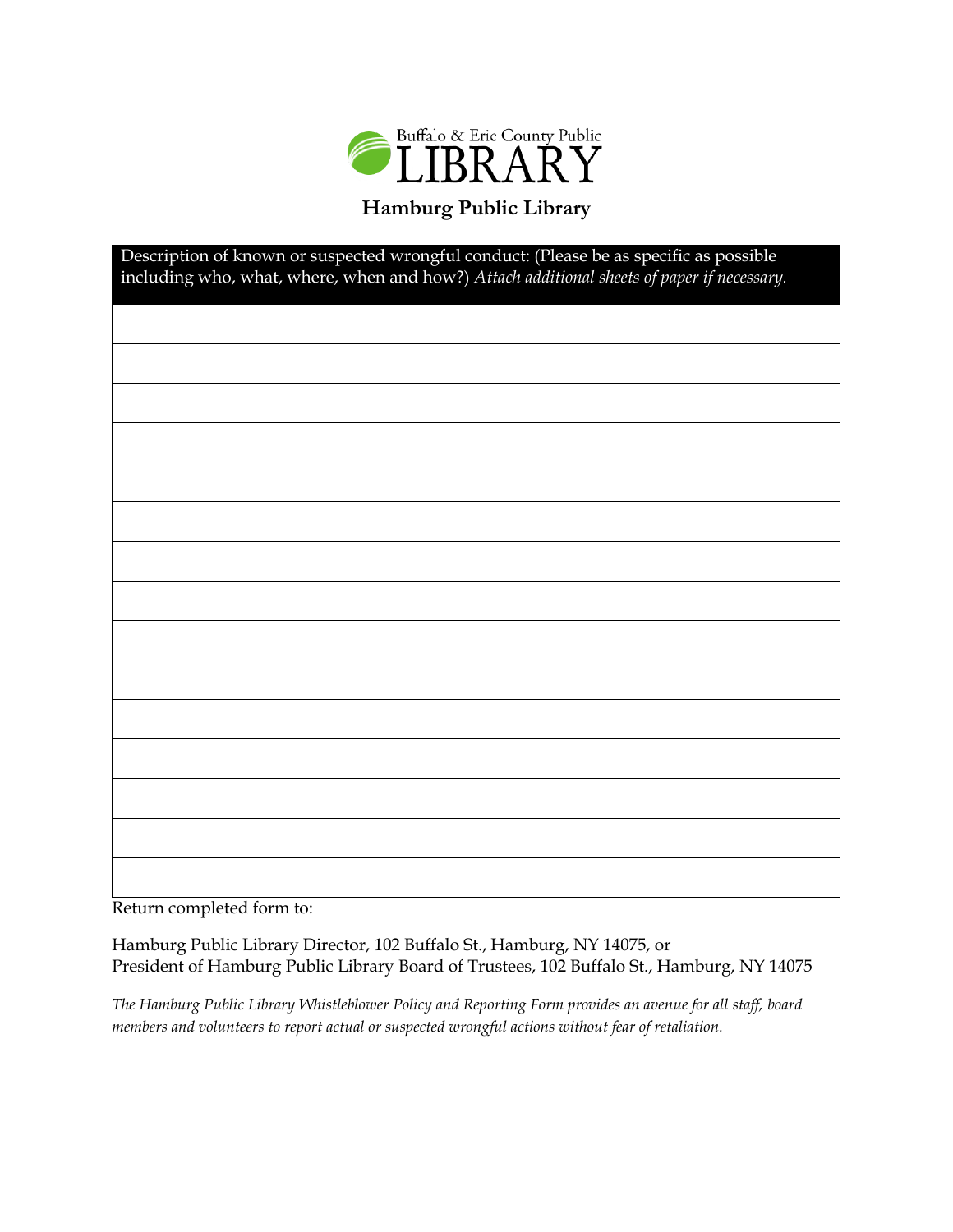Buffalo & Erie County Public

LIBRARY

**Hamburg Public Library**

| Description of known or suspected wrongful conduct: (Please be as specific as possible including who, what, where, when and how?) *Attach additional sheets of paper if necessary.* |
|---|
| |
| |
| |
| |
| |
| |
| |
| |
| |
| |
| |
| |
| |
| |
| |

Return completed form to:

Hamburg Public Library Director, 102 Buffalo St., Hamburg, NY 14075, or
President of Hamburg Public Library Board of Trustees, 102 Buffalo St., Hamburg, NY 14075

*The Hamburg Public Library Whistleblower Policy and Reporting Form provides an avenue for all staff, board members and volunteers to report actual or suspected wrongful actions without fear of retaliation.*